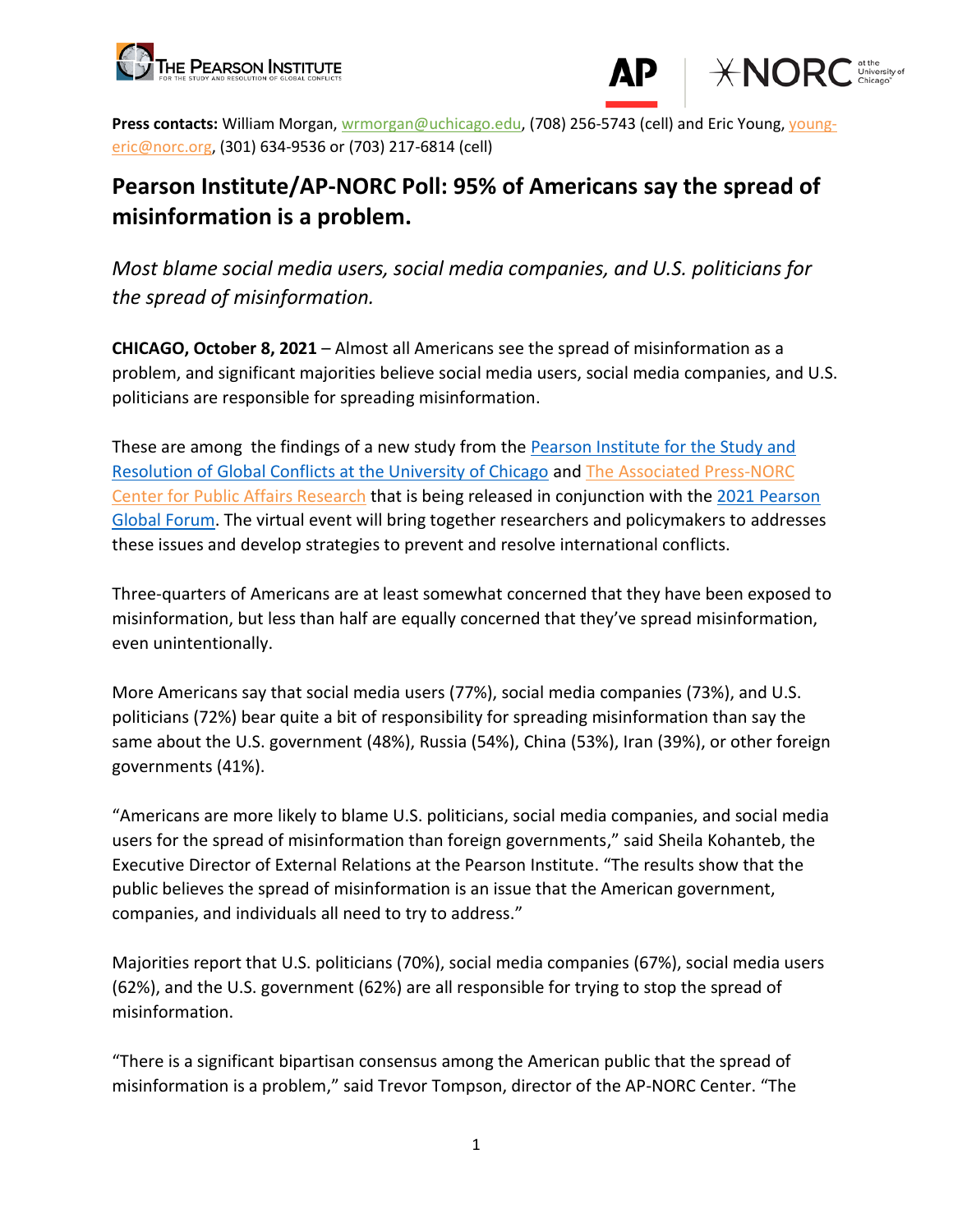**Press contacts:** William Morgan, wrmorgan@uchicago.edu, (708) 256-5743 (cell) and Eric Young, young-eric@norc.org, (301) 634-9536 or (703) 217-6814 (cell)

# Pearson Institute/AP-NORC Poll: 95% of Americans say the spread of misinformation is a problem.

*Most blame social media users, social media companies, and U.S. politicians for the spread of misinformation.*

**CHICAGO, October 8, 2021** – Almost all Americans see the spread of misinformation as a problem, and significant majorities believe social media users, social media companies, and U.S. politicians are responsible for spreading misinformation.

These are among  the findings of a new study from the Pearson Institute for the Study and Resolution of Global Conflicts at the University of Chicago and The Associated Press-NORC Center for Public Affairs Research that is being released in conjunction with the 2021 Pearson Global Forum. The virtual event will bring together researchers and policymakers to addresses these issues and develop strategies to prevent and resolve international conflicts.

Three-quarters of Americans are at least somewhat concerned that they have been exposed to misinformation, but less than half are equally concerned that they've spread misinformation, even unintentionally.

More Americans say that social media users (77%), social media companies (73%), and U.S. politicians (72%) bear quite a bit of responsibility for spreading misinformation than say the same about the U.S. government (48%), Russia (54%), China (53%), Iran (39%), or other foreign governments (41%).

"Americans are more likely to blame U.S. politicians, social media companies, and social media users for the spread of misinformation than foreign governments," said Sheila Kohanteb, the Executive Director of External Relations at the Pearson Institute. "The results show that the public believes the spread of misinformation is an issue that the American government, companies, and individuals all need to try to address."

Majorities report that U.S. politicians (70%), social media companies (67%), social media users (62%), and the U.S. government (62%) are all responsible for trying to stop the spread of misinformation.

"There is a significant bipartisan consensus among the American public that the spread of misinformation is a problem," said Trevor Tompson, director of the AP-NORC Center. "The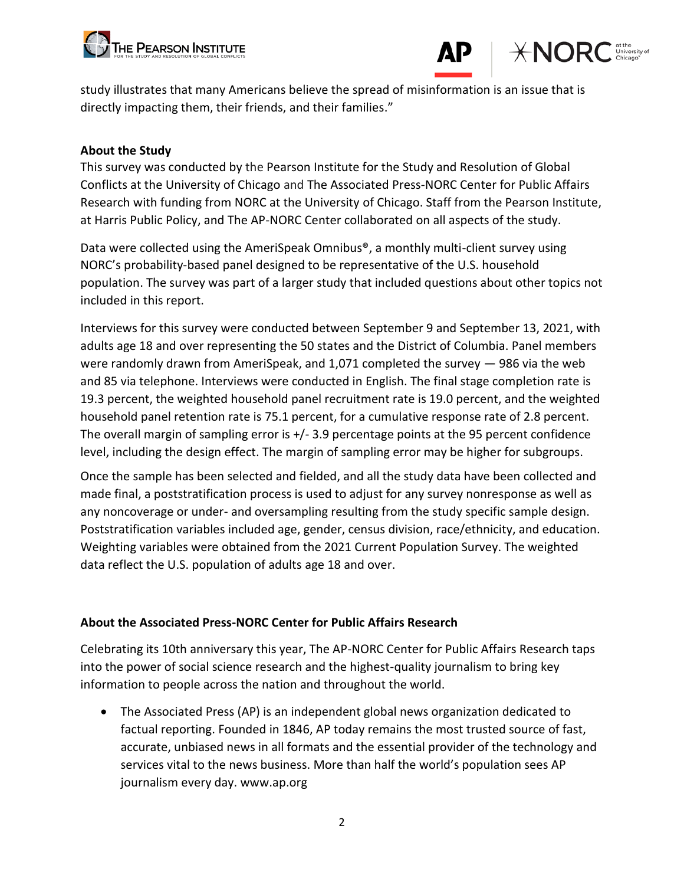study illustrates that many Americans believe the spread of misinformation is an issue that is directly impacting them, their friends, and their families."

**About the Study**

This survey was conducted by the Pearson Institute for the Study and Resolution of Global Conflicts at the University of Chicago and The Associated Press-NORC Center for Public Affairs Research with funding from NORC at the University of Chicago. Staff from the Pearson Institute, at Harris Public Policy, and The AP-NORC Center collaborated on all aspects of the study.

Data were collected using the AmeriSpeak Omnibus®, a monthly multi-client survey using NORC's probability-based panel designed to be representative of the U.S. household population. The survey was part of a larger study that included questions about other topics not included in this report.

Interviews for this survey were conducted between September 9 and September 13, 2021, with adults age 18 and over representing the 50 states and the District of Columbia. Panel members were randomly drawn from AmeriSpeak, and 1,071 completed the survey — 986 via the web and 85 via telephone. Interviews were conducted in English. The final stage completion rate is 19.3 percent, the weighted household panel recruitment rate is 19.0 percent, and the weighted household panel retention rate is 75.1 percent, for a cumulative response rate of 2.8 percent. The overall margin of sampling error is +/- 3.9 percentage points at the 95 percent confidence level, including the design effect. The margin of sampling error may be higher for subgroups.

Once the sample has been selected and fielded, and all the study data have been collected and made final, a poststratification process is used to adjust for any survey nonresponse as well as any noncoverage or under- and oversampling resulting from the study specific sample design. Poststratification variables included age, gender, census division, race/ethnicity, and education. Weighting variables were obtained from the 2021 Current Population Survey. The weighted data reflect the U.S. population of adults age 18 and over.

**About the Associated Press-NORC Center for Public Affairs Research**

Celebrating its 10th anniversary this year, The AP-NORC Center for Public Affairs Research taps into the power of social science research and the highest-quality journalism to bring key information to people across the nation and throughout the world.

- The Associated Press (AP) is an independent global news organization dedicated to factual reporting. Founded in 1846, AP today remains the most trusted source of fast, accurate, unbiased news in all formats and the essential provider of the technology and services vital to the news business. More than half the world's population sees AP journalism every day. www.ap.org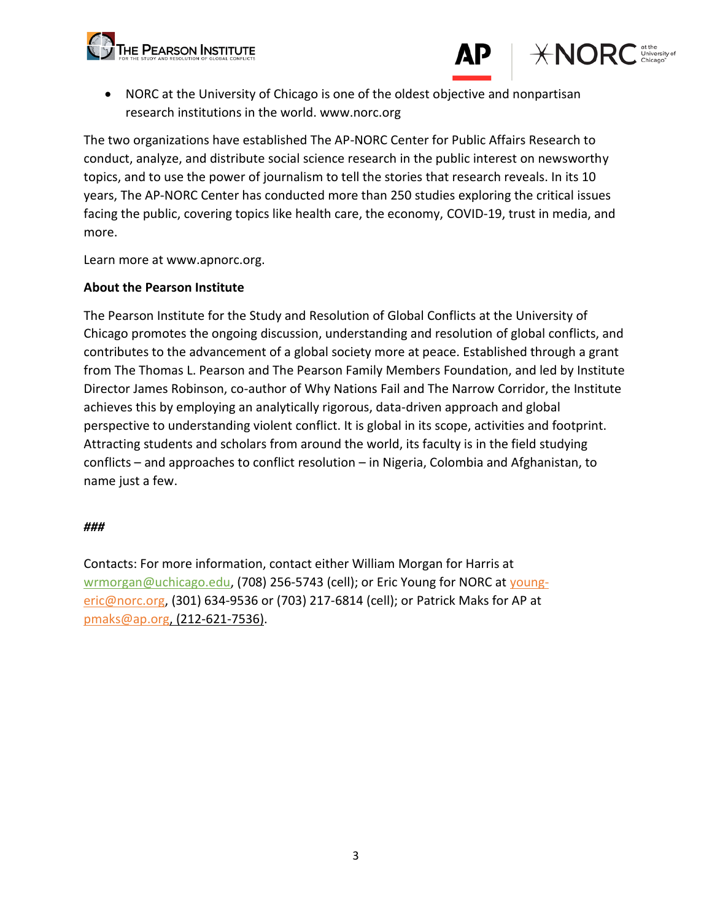- NORC at the University of Chicago is one of the oldest objective and nonpartisan research institutions in the world. www.norc.org

The two organizations have established The AP-NORC Center for Public Affairs Research to conduct, analyze, and distribute social science research in the public interest on newsworthy topics, and to use the power of journalism to tell the stories that research reveals. In its 10 years, The AP-NORC Center has conducted more than 250 studies exploring the critical issues facing the public, covering topics like health care, the economy, COVID-19, trust in media, and more.

Learn more at www.apnorc.org.

**About the Pearson Institute**

The Pearson Institute for the Study and Resolution of Global Conflicts at the University of Chicago promotes the ongoing discussion, understanding and resolution of global conflicts, and contributes to the advancement of a global society more at peace. Established through a grant from The Thomas L. Pearson and The Pearson Family Members Foundation, and led by Institute Director James Robinson, co-author of Why Nations Fail and The Narrow Corridor, the Institute achieves this by employing an analytically rigorous, data-driven approach and global perspective to understanding violent conflict. It is global in its scope, activities and footprint. Attracting students and scholars from around the world, its faculty is in the field studying conflicts – and approaches to conflict resolution – in Nigeria, Colombia and Afghanistan, to name just a few.

***###***

Contacts: For more information, contact either William Morgan for Harris at wrmorgan@uchicago.edu, (708) 256-5743 (cell); or Eric Young for NORC at young-eric@norc.org, (301) 634-9536 or (703) 217-6814 (cell); or Patrick Maks for AP at pmaks@ap.org, (212-621-7536).